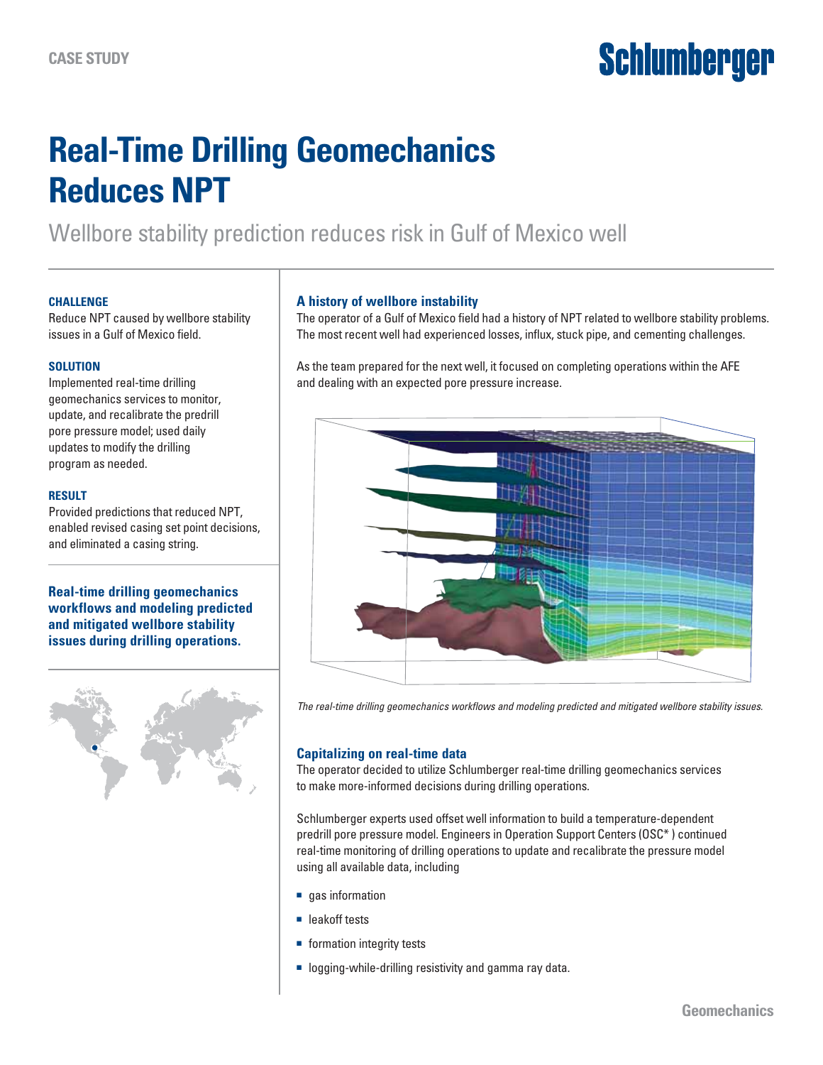CASE STUDY

# Real-Time Drilling Geomechanics Reduces NPT

Wellbore stability prediction reduces risk in Gulf of Mexico well

### CHALLENGE

Reduce NPT caused by wellbore stability issues in a Gulf of Mexico field.

### SOLUTION

Implemented real-time drilling geomechanics services to monitor, update, and recalibrate the predrill pore pressure model; used daily updates to modify the drilling program as needed.

### RESULT

Provided predictions that reduced NPT, enabled revised casing set point decisions, and eliminated a casing string.

**Real-time drilling geomechanics workflows and modeling predicted and mitigated wellbore stability issues during drilling operations.**

## A history of wellbore instability

The operator of a Gulf of Mexico field had a history of NPT related to wellbore stability problems. The most recent well had experienced losses, influx, stuck pipe, and cementing challenges.

As the team prepared for the next well, it focused on completing operations within the AFE and dealing with an expected pore pressure increase.

*The real-time drilling geomechanics workflows and modeling predicted and mitigated wellbore stability issues.*

## Capitalizing on real-time data

The operator decided to utilize Schlumberger real-time drilling geomechanics services to make more-informed decisions during drilling operations.

Schlumberger experts used offset well information to build a temperature-dependent predrill pore pressure model. Engineers in Operation Support Centers (OSC* ) continued real-time monitoring of drilling operations to update and recalibrate the pressure model using all available data, including

- gas information
- leakoff tests
- formation integrity tests
- logging-while-drilling resistivity and gamma ray data.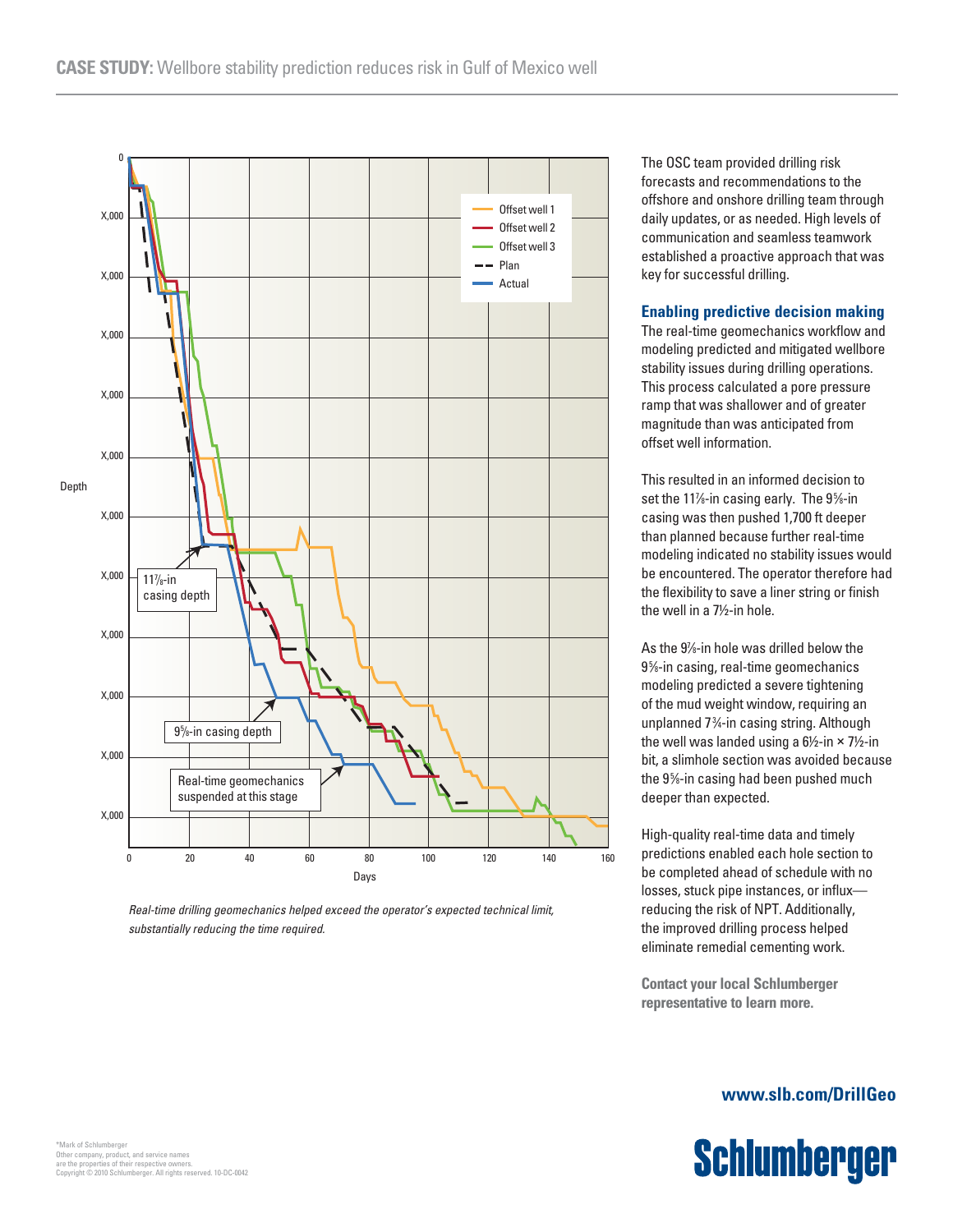0
X,000
X,000
X,000
X,000
X,000
X,000
X,000
X,000
X,000
X,000
X,000

Depth

0 20 40 60 80 100 120 140 160

Days

Offset well 1
Offset well 2
Offset well 3
Plan
Actual

11⅞-in casing depth

9⅝-in casing depth

Real-time geomechanics suspended at this stage

*Real-time drilling geomechanics helped exceed the operator's expected technical limit, substantially reducing the time required.*

The OSC team provided drilling risk forecasts and recommendations to the offshore and onshore drilling team through daily updates, or as needed. High levels of communication and seamless teamwork established a proactive approach that was key for successful drilling.

## Enabling predictive decision making

The real-time geomechanics workflow and modeling predicted and mitigated wellbore stability issues during drilling operations. This process calculated a pore pressure ramp that was shallower and of greater magnitude than was anticipated from offset well information.

This resulted in an informed decision to set the 11⅞-in casing early. The 9⅝-in casing was then pushed 1,700 ft deeper than planned because further real-time modeling indicated no stability issues would be encountered. The operator therefore had the flexibility to save a liner string or finish the well in a 7½-in hole.

As the 9⅞-in hole was drilled below the 9⅝-in casing, real-time geomechanics modeling predicted a severe tightening of the mud weight window, requiring an unplanned 7¾-in casing string. Although the well was landed using a 6½-in × 7½-in bit, a slimhole section was avoided because the 9⅝-in casing had been pushed much deeper than expected.

High-quality real-time data and timely predictions enabled each hole section to be completed ahead of schedule with no losses, stuck pipe instances, or influx—reducing the risk of NPT. Additionally, the improved drilling process helped eliminate remedial cementing work.

**Contact your local Schlumberger representative to learn more.**

**www.slb.com/DrillGeo**

*Mark of Schlumberger
Other company, product, and service names are the properties of their respective owners.
Copyright © 2010 Schlumberger. All rights reserved. 10-DC-0042

**Schlumberger**